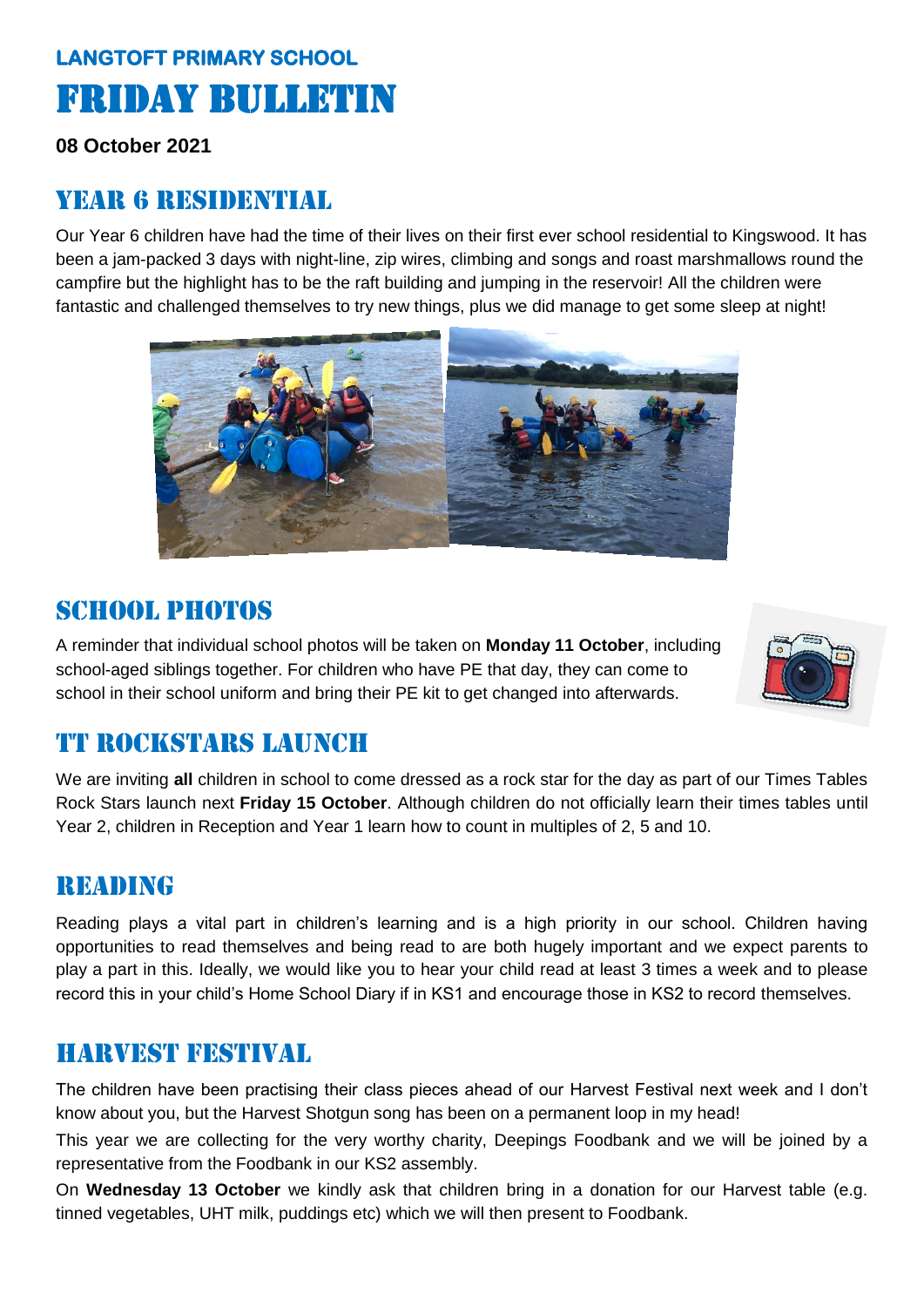**LANGTOFT PRIMARY SCHOOL**

# FRIDAY BULLETIN

**08 October 2021**

## YEAR 6 RESIDENTIAL

Our Year 6 children have had the time of their lives on their first ever school residential to Kingswood. It has been a jam-packed 3 days with night-line, zip wires, climbing and songs and roast marshmallows round the campfire but the highlight has to be the raft building and jumping in the reservoir! All the children were fantastic and challenged themselves to try new things, plus we did manage to get some sleep at night!

## SCHOOL PHOTOS

A reminder that individual school photos will be taken on **Monday 11 October**, including school-aged siblings together. For children who have PE that day, they can come to school in their school uniform and bring their PE kit to get changed into afterwards.

## TT ROCKSTARS LAUNCH

We are inviting **all** children in school to come dressed as a rock star for the day as part of our Times Tables Rock Stars launch next **Friday 15 October**. Although children do not officially learn their times tables until Year 2, children in Reception and Year 1 learn how to count in multiples of 2, 5 and 10.

## READING

Reading plays a vital part in children's learning and is a high priority in our school. Children having opportunities to read themselves and being read to are both hugely important and we expect parents to play a part in this. Ideally, we would like you to hear your child read at least 3 times a week and to please record this in your child's Home School Diary if in KS1 and encourage those in KS2 to record themselves.

## HARVEST FESTIVAL

The children have been practising their class pieces ahead of our Harvest Festival next week and I don't know about you, but the Harvest Shotgun song has been on a permanent loop in my head!

This year we are collecting for the very worthy charity, Deepings Foodbank and we will be joined by a representative from the Foodbank in our KS2 assembly.

On **Wednesday 13 October** we kindly ask that children bring in a donation for our Harvest table (e.g. tinned vegetables, UHT milk, puddings etc) which we will then present to Foodbank.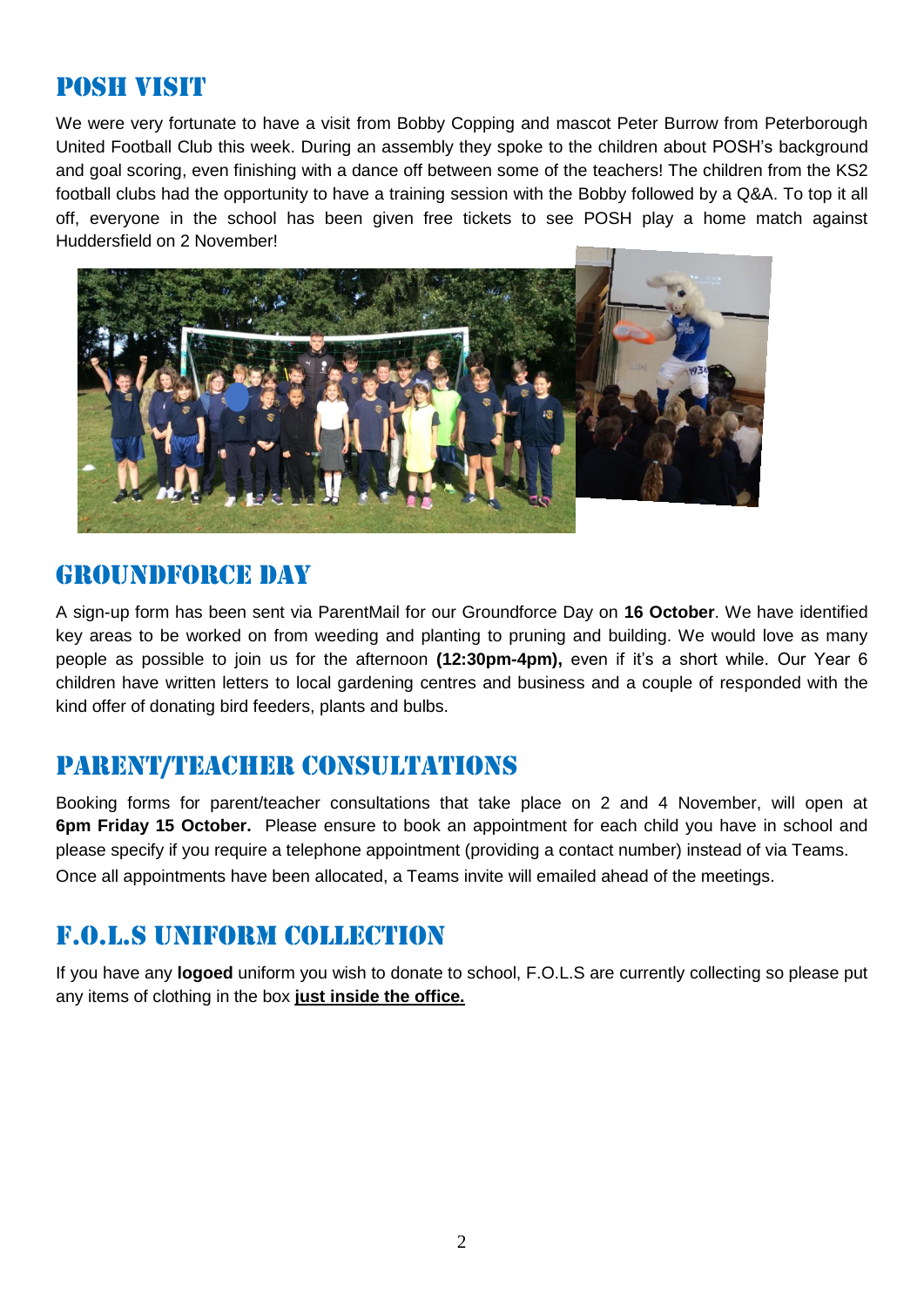## POSH VISIT

We were very fortunate to have a visit from Bobby Copping and mascot Peter Burrow from Peterborough United Football Club this week. During an assembly they spoke to the children about POSH's background and goal scoring, even finishing with a dance off between some of the teachers! The children from the KS2 football clubs had the opportunity to have a training session with the Bobby followed by a Q&A. To top it all off, everyone in the school has been given free tickets to see POSH play a home match against Huddersfield on 2 November!

## GROUNDFORCE DAY

A sign-up form has been sent via ParentMail for our Groundforce Day on **16 October**. We have identified key areas to be worked on from weeding and planting to pruning and building. We would love as many people as possible to join us for the afternoon **(12:30pm-4pm),** even if it's a short while. Our Year 6 children have written letters to local gardening centres and business and a couple of responded with the kind offer of donating bird feeders, plants and bulbs.

## PARENT/TEACHER CONSULTATIONS

Booking forms for parent/teacher consultations that take place on 2 and 4 November, will open at **6pm Friday 15 October.** Please ensure to book an appointment for each child you have in school and please specify if you require a telephone appointment (providing a contact number) instead of via Teams.

Once all appointments have been allocated, a Teams invite will emailed ahead of the meetings.

## F.O.L.S UNIFORM COLLECTION

If you have any **logoed** uniform you wish to donate to school, F.O.L.S are currently collecting so please put any items of clothing in the box **just inside the office.**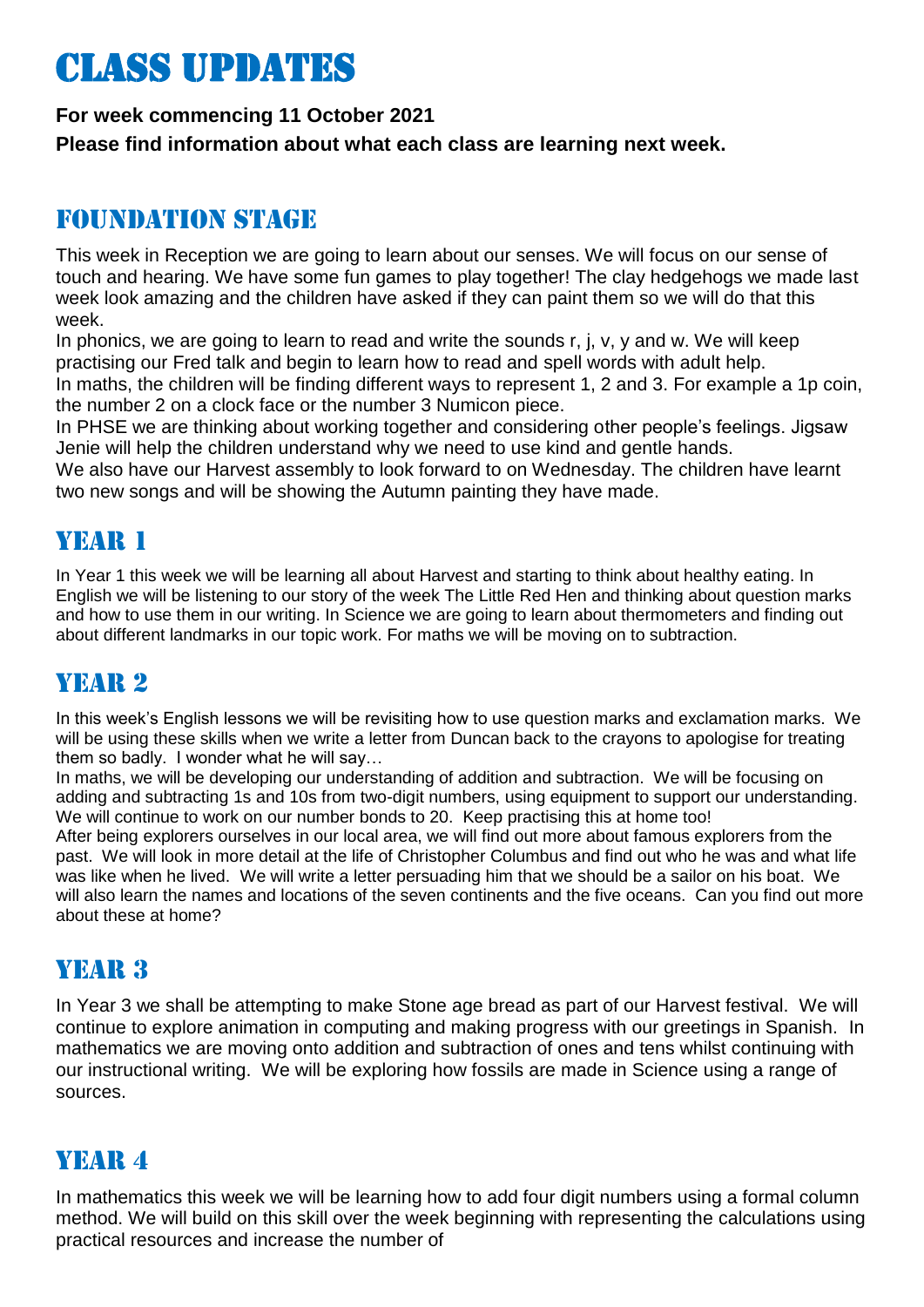# Class Updates

**For week commencing 11 October 2021**

**Please find information about what each class are learning next week.**

## Foundation Stage

This week in Reception we are going to learn about our senses. We will focus on our sense of touch and hearing. We have some fun games to play together! The clay hedgehogs we made last week look amazing and the children have asked if they can paint them so we will do that this week.

In phonics, we are going to learn to read and write the sounds r, j, v, y and w. We will keep practising our Fred talk and begin to learn how to read and spell words with adult help.

In maths, the children will be finding different ways to represent 1, 2 and 3. For example a 1p coin, the number 2 on a clock face or the number 3 Numicon piece.

In PHSE we are thinking about working together and considering other people's feelings. Jigsaw Jenie will help the children understand why we need to use kind and gentle hands.

We also have our Harvest assembly to look forward to on Wednesday. The children have learnt two new songs and will be showing the Autumn painting they have made.

## Year 1

In Year 1 this week we will be learning all about Harvest and starting to think about healthy eating. In English we will be listening to our story of the week The Little Red Hen and thinking about question marks and how to use them in our writing. In Science we are going to learn about thermometers and finding out about different landmarks in our topic work. For maths we will be moving on to subtraction.

## Year 2

In this week's English lessons we will be revisiting how to use question marks and exclamation marks. We will be using these skills when we write a letter from Duncan back to the crayons to apologise for treating them so badly. I wonder what he will say…

In maths, we will be developing our understanding of addition and subtraction. We will be focusing on adding and subtracting 1s and 10s from two-digit numbers, using equipment to support our understanding. We will continue to work on our number bonds to 20. Keep practising this at home too!

After being explorers ourselves in our local area, we will find out more about famous explorers from the past. We will look in more detail at the life of Christopher Columbus and find out who he was and what life was like when he lived. We will write a letter persuading him that we should be a sailor on his boat. We will also learn the names and locations of the seven continents and the five oceans. Can you find out more about these at home?

## Year 3

In Year 3 we shall be attempting to make Stone age bread as part of our Harvest festival. We will continue to explore animation in computing and making progress with our greetings in Spanish. In mathematics we are moving onto addition and subtraction of ones and tens whilst continuing with our instructional writing. We will be exploring how fossils are made in Science using a range of sources.

## Year 4

In mathematics this week we will be learning how to add four digit numbers using a formal column method. We will build on this skill over the week beginning with representing the calculations using practical resources and increase the number of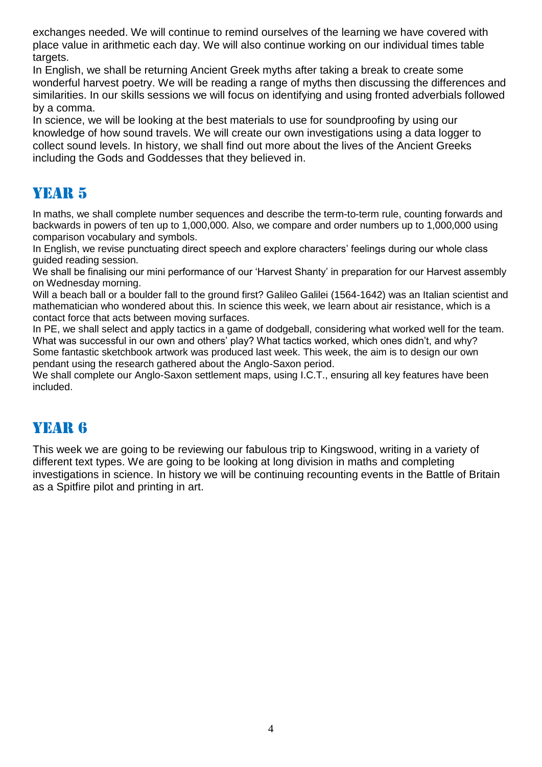exchanges needed. We will continue to remind ourselves of the learning we have covered with place value in arithmetic each day. We will also continue working on our individual times table targets.

In English, we shall be returning Ancient Greek myths after taking a break to create some wonderful harvest poetry. We will be reading a range of myths then discussing the differences and similarities. In our skills sessions we will focus on identifying and using fronted adverbials followed by a comma.

In science, we will be looking at the best materials to use for soundproofing by using our knowledge of how sound travels. We will create our own investigations using a data logger to collect sound levels. In history, we shall find out more about the lives of the Ancient Greeks including the Gods and Goddesses that they believed in.

## YEAR 5

In maths, we shall complete number sequences and describe the term-to-term rule, counting forwards and backwards in powers of ten up to 1,000,000. Also, we compare and order numbers up to 1,000,000 using comparison vocabulary and symbols.

In English, we revise punctuating direct speech and explore characters' feelings during our whole class guided reading session.

We shall be finalising our mini performance of our 'Harvest Shanty' in preparation for our Harvest assembly on Wednesday morning.

Will a beach ball or a boulder fall to the ground first? Galileo Galilei (1564-1642) was an Italian scientist and mathematician who wondered about this. In science this week, we learn about air resistance, which is a contact force that acts between moving surfaces.

In PE, we shall select and apply tactics in a game of dodgeball, considering what worked well for the team. What was successful in our own and others' play? What tactics worked, which ones didn't, and why?

Some fantastic sketchbook artwork was produced last week. This week, the aim is to design our own pendant using the research gathered about the Anglo-Saxon period.

We shall complete our Anglo-Saxon settlement maps, using I.C.T., ensuring all key features have been included.

## YEAR 6

This week we are going to be reviewing our fabulous trip to Kingswood, writing in a variety of different text types. We are going to be looking at long division in maths and completing investigations in science. In history we will be continuing recounting events in the Battle of Britain as a Spitfire pilot and printing in art.